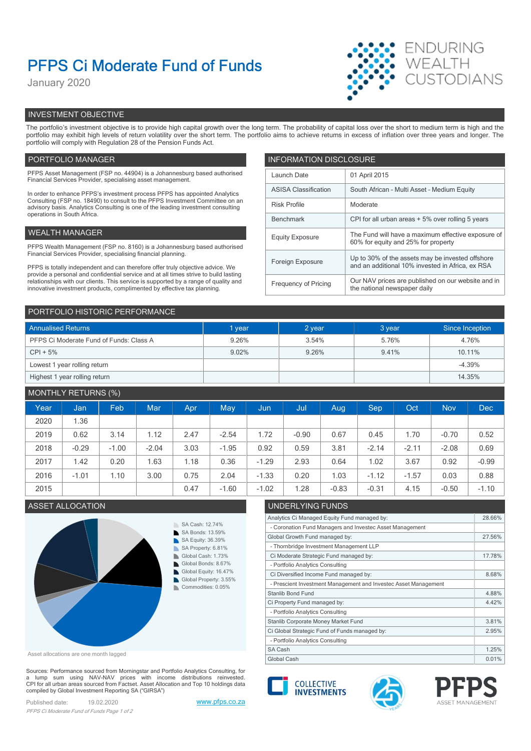# PFPS Ci Moderate Fund of Funds

January 2020

ENDURING WEALTH CUSTODIANS

## INVESTMENT OBJECTIVE

The portfolio's investment objective is to provide high capital growth over the long term. The probability of capital loss over the short to medium term is high and the portfolio may exhibit high levels of return volatility over the short term. The portfolio aims to achieve returns in excess of inflation over three years and longer. The portfolio will comply with Regulation 28 of the Pension Funds Act.

## PORTFOLIO MANAGER

PFPS Asset Management (FSP no. 44904) is a Johannesburg based authorised Financial Services Provider, specialising asset management.

In order to enhance PFPS's investment process PFPS has appointed Analytics Consulting (FSP no. 18490) to consult to the PFPS Investment Committee on an advisory basis. Analytics Consulting is one of the leading investment consulting operations in South Africa.

## WEALTH MANAGER

PFPS Wealth Management (FSP no. 8160) is a Johannesburg based authorised Financial Services Provider, specialising financial planning.

PFPS is totally independent and can therefore offer truly objective advice. We provide a personal and confidential service and at all times strive to build lasting relationships with our clients. This service is supported by a range of quality and innovative investment products, complimented by effective tax planning.

## INFORMATION DISCLOSURE

| | |
|---|---|
| Launch Date | 01 April 2015 |
| ASISA Classification | South African - Multi Asset - Medium Equity |
| Risk Profile | Moderate |
| Benchmark | CPI for all urban areas + 5% over rolling 5 years |
| Equity Exposure | The Fund will have a maximum effective exposure of 60% for equity and 25% for property |
| Foreign Exposure | Up to 30% of the assets may be invested offshore and an additional 10% invested in Africa, ex RSA |
| Frequency of Pricing | Our NAV prices are published on our website and in the national newspaper daily |

## PORTFOLIO HISTORIC PERFORMANCE

| Annualised Returns | 1 year | 2 year | 3 year | Since Inception |
|---|---|---|---|---|
| PFPS Ci Moderate Fund of Funds: Class A | 9.26% | 3.54% | 5.76% | 4.76% |
| CPI + 5% | 9.02% | 9.26% | 9.41% | 10.11% |
| Lowest 1 year rolling return | | | | -4.39% |
| Highest 1 year rolling return | | | | 14.35% |

## MONTHLY RETURNS (%)

| Year | Jan | Feb | Mar | Apr | May | Jun | Jul | Aug | Sep | Oct | Nov | Dec |
|---|---|---|---|---|---|---|---|---|---|---|---|---|
| 2020 | 1.36 | | | | | | | | | | | |
| 2019 | 0.62 | 3.14 | 1.12 | 2.47 | -2.54 | 1.72 | -0.90 | 0.67 | 0.45 | 1.70 | -0.70 | 0.52 |
| 2018 | -0.29 | -1.00 | -2.04 | 3.03 | -1.95 | 0.92 | 0.59 | 3.81 | -2.14 | -2.11 | -2.08 | 0.69 |
| 2017 | 1.42 | 0.20 | 1.63 | 1.18 | 0.36 | -1.29 | 2.93 | 0.64 | 1.02 | 3.67 | 0.92 | -0.99 |
| 2016 | -1.01 | 1.10 | 3.00 | 0.75 | 2.04 | -1.33 | 0.20 | 1.03 | -1.12 | -1.57 | 0.03 | 0.88 |
| 2015 | | | | 0.47 | -1.60 | -1.02 | 1.28 | -0.83 | -0.31 | 4.15 | -0.50 | -1.10 |

## ASSET ALLOCATION

- SA Cash: 12.74%
- SA Bonds: 13.59%
- SA Equity: 36.39%
- SA Property: 6.81%
- Global Cash: 1.73%
- Global Bonds: 8.67%
- Global Equity: 16.47%
- Global Property: 3.55%
- Commodities: 0.05%

Asset allocations are one month lagged

## UNDERLYING FUNDS

| | |
|---|---|
| Analytics Ci Managed Equity Fund managed by: | 28.66% |
| - Coronation Fund Managers and Investec Asset Management | |
| Global Growth Fund managed by: | 27.56% |
| - Thornbridge Investment Management LLP | |
| Ci Moderate Strategic Fund managed by: | 17.78% |
| - Portfolio Analytics Consulting | |
| Ci Diversified Income Fund managed by: | 8.68% |
| - Prescient Investment Management and Investec Asset Management | |
| Stanlib Bond Fund | 4.88% |
| Ci Property Fund managed by: | 4.42% |
| - Portfolio Analytics Consulting | |
| Stanlib Corporate Money Market Fund | 3.81% |
| Ci Global Strategic Fund of Funds managed by: | 2.95% |
| - Portfolio Analytics Consulting | |
| SA Cash | 1.25% |
| Global Cash | 0.01% |

Sources: Performance sourced from Morningstar and Portfolio Analytics Consulting, for a lump sum using NAV-NAV prices with income distributions reinvested. CPI for all urban areas sourced from Factset. Asset Allocation and Top 10 holdings data compiled by Global Investment Reporting SA ("GIRSA")

Published date: 19.02.2020 www.pfps.co.za

COLLECTIVE INVESTMENTS | PFPS ASSET MANAGEMENT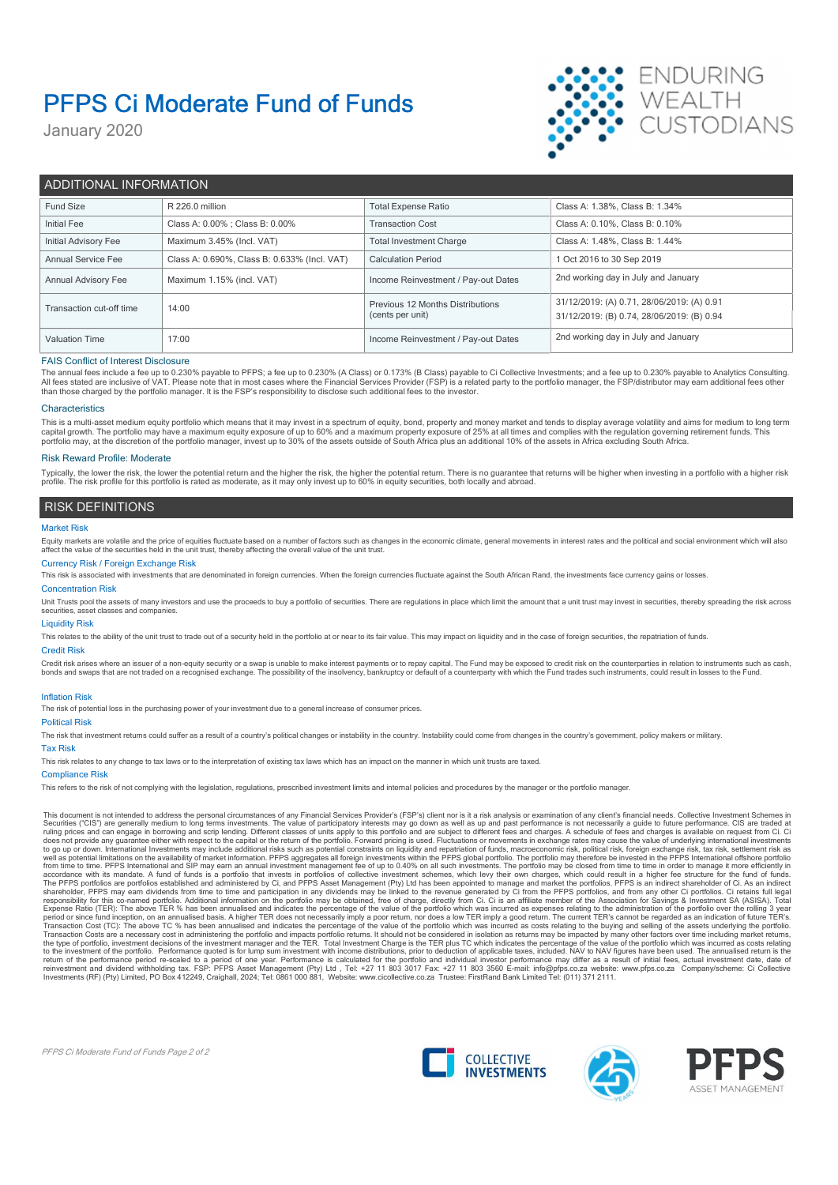# PFPS Ci Moderate Fund of Funds

January 2020

ENDURING WEALTH CUSTODIANS

## ADDITIONAL INFORMATION

| | | | |
|---|---|---|---|
| Fund Size | R 226.0 million | Total Expense Ratio | Class A: 1.38%, Class B: 1.34% |
| Initial Fee | Class A: 0.00% ; Class B: 0.00% | Transaction Cost | Class A: 0.10%, Class B: 0.10% |
| Initial Advisory Fee | Maximum 3.45% (Incl. VAT) | Total Investment Charge | Class A: 1.48%, Class B: 1.44% |
| Annual Service Fee | Class A: 0.690%, Class B: 0.633% (Incl. VAT) | Calculation Period | 1 Oct 2016 to 30 Sep 2019 |
| Annual Advisory Fee | Maximum 1.15% (incl. VAT) | Income Reinvestment / Pay-out Dates | 2nd working day in July and January |
| Transaction cut-off time | 14:00 | Previous 12 Months Distributions (cents per unit) | 31/12/2019: (A) 0.71, 28/06/2019: (A) 0.91<br>31/12/2019: (B) 0.74, 28/06/2019: (B) 0.94 |
| Valuation Time | 17:00 | Income Reinvestment / Pay-out Dates | 2nd working day in July and January |

### FAIS Conflict of Interest Disclosure

The annual fees include a fee up to 0.230% payable to PFPS; a fee up to 0.230% (A Class) or 0.173% (B Class) payable to Ci Collective Investments; and a fee up to 0.230% payable to Analytics Consulting. All fees stated are inclusive of VAT. Please note that in most cases where the Financial Services Provider (FSP) is a related party to the portfolio manager, the FSP/distributor may earn additional fees other than those charged by the portfolio manager. It is the FSP's responsibility to disclose such additional fees to the investor.

### Characteristics

This is a multi-asset medium equity portfolio which means that it may invest in a spectrum of equity, bond, property and money market and tends to display average volatility and aims for medium to long term capital growth. The portfolio may have a maximum equity exposure of up to 60% and a maximum property exposure of 25% at all times and complies with the regulation governing retirement funds. This portfolio may, at the discretion of the portfolio manager, invest up to 30% of the assets outside of South Africa plus an additional 10% of the assets in Africa excluding South Africa.

### Risk Reward Profile: Moderate

Typically, the lower the risk, the lower the potential return and the higher the risk, the higher the potential return. There is no guarantee that returns will be higher when investing in a portfolio with a higher risk profile. The risk profile for this portfolio is rated as moderate, as it may only invest up to 60% in equity securities, both locally and abroad.

## RISK DEFINITIONS

### Market Risk

Equity markets are volatile and the price of equities fluctuate based on a number of factors such as changes in the economic climate, general movements in interest rates and the political and social environment which will also affect the value of the securities held in the unit trust, thereby affecting the overall value of the unit trust.

### Currency Risk / Foreign Exchange Risk

This risk is associated with investments that are denominated in foreign currencies. When the foreign currencies fluctuate against the South African Rand, the investments face currency gains or losses.

### Concentration Risk

Unit Trusts pool the assets of many investors and use the proceeds to buy a portfolio of securities. There are regulations in place which limit the amount that a unit trust may invest in securities, thereby spreading the risk across securities, asset classes and companies.

### Liquidity Risk

This relates to the ability of the unit trust to trade out of a security held in the portfolio at or near to its fair value. This may impact on liquidity and in the case of foreign securities, the repatriation of funds.

### Credit Risk

Credit risk arises where an issuer of a non-equity security or a swap is unable to make interest payments or to repay capital. The Fund may be exposed to credit risk on the counterparties in relation to instruments such as cash, bonds and swaps that are not traded on a recognised exchange. The possibility of the insolvency, bankruptcy or default of a counterparty with which the Fund trades such instruments, could result in losses to the Fund.

### Inflation Risk

The risk of potential loss in the purchasing power of your investment due to a general increase of consumer prices.

### Political Risk

The risk that investment returns could suffer as a result of a country's political changes or instability in the country. Instability could come from changes in the country's government, policy makers or military.

### Tax Risk

This risk relates to any change to tax laws or to the interpretation of existing tax laws which has an impact on the manner in which unit trusts are taxed.

### Compliance Risk

This refers to the risk of not complying with the legislation, regulations, prescribed investment limits and internal policies and procedures by the manager or the portfolio manager.

This document is not intended to address the personal circumstances of any Financial Services Provider's (FSP's) client nor is it a risk analysis or examination of any client's financial needs. Collective Investment Schemes in Securities ("CIS") are generally medium to long term investments. The value of participatory interests may go down as well as up and past performance is not necessarily a guide to future performance. CIS are traded at ruling prices and can engage in borrowing and scrip lending. Different classes of units apply to this portfolio and are subject to different fees and charges. A schedule of fees and charges is available on request from Ci. Ci does not provide any guarantee either with respect to the capital or the return of the portfolio. Forward pricing is used. Fluctuations or movements in exchange rates may cause the value of underlying international investments to go up or down. International Investments may include additional risks such as potential constraints on liquidity and repatriation of funds, macroeconomic risk, political risk, foreign exchange risk, tax risk, settlement risk as well as potential limitations on the availability of market information. PFPS aggregates all foreign investments within the PFPS global portfolio. The portfolio may therefore be invested in the PFPS International offshore portfolio from time to time. PFPS International and SIP may earn an annual investment management fee of up to 0.40% on all such investments. The portfolio may be closed from time to time in order to manage it more efficiently in accordance with its mandate. A fund of funds is a portfolio that invests in portfolios of collective investment schemes, which levy their own charges, which could result in a higher fee structure for the fund of funds. The PFPS portfolios are portfolios established and administered by Ci, and PFPS Asset Management (Pty) Ltd has been appointed to manage and market the portfolios. PFPS is an indirect shareholder of Ci. As an indirect shareholder, PFPS may earn dividends from time to time and participation in any dividends may be linked to the revenue generated by Ci from the PFPS portfolios, and from any other Ci portfolios. Ci retains full legal responsibility for this co-named portfolio. Additional information on the portfolio may be obtained, free of charge, directly from Ci. Ci is an affiliate member of the Association for Savings & Investment SA (ASISA). Total Expense Ratio (TER): The above TER % has been annualised and indicates the percentage of the value of the portfolio which was incurred as expenses relating to the administration of the portfolio over the rolling 3 year period or since fund inception, on an annualised basis. A higher TER does not necessarily imply a poor return, nor does a low TER imply a good return. The current TER's cannot be regarded as an indication of future TER's. Transaction Cost (TC): The above TC % has been annualised and indicates the percentage of the value of the portfolio which was incurred as costs relating to the buying and selling of the assets underlying the portfolio. Transaction Costs are a necessary cost in administering the portfolio and impacts portfolio returns. It should not be considered in isolation as returns may be impacted by many other factors over time including market returns, the type of portfolio, investment decisions of the investment manager and the TER. Total Investment Charge is the TER plus TC which indicates the percentage of the value of the portfolio which was incurred as costs relating to the investment of the portfolio. Performance quoted is for lump sum investment with income distributions, prior to deduction of applicable taxes, included. NAV to NAV figures have been used. The annualised return is the return of the performance period re-scaled to a period of one year. Performance is calculated for the portfolio and individual investor performance may differ as a result of initial fees, actual investment date, date of reinvestment and dividend withholding tax. FSP: PFPS Asset Management (Pty) Ltd , Tel: +27 11 803 3017 Fax: +27 11 803 3560 E-mail: info@pfps.co.za website: www.pfps.co.za Company/scheme: Ci Collective Investments (RF) (Pty) Limited, PO Box 412249, Craighall, 2024; Tel: 0861 000 881, Website: www.cicollective.co.za Trustee: FirstRand Bank Limited Tel: (011) 371 2111.

COLLECTIVE INVESTMENTS

PFPS ASSET MANAGEMENT